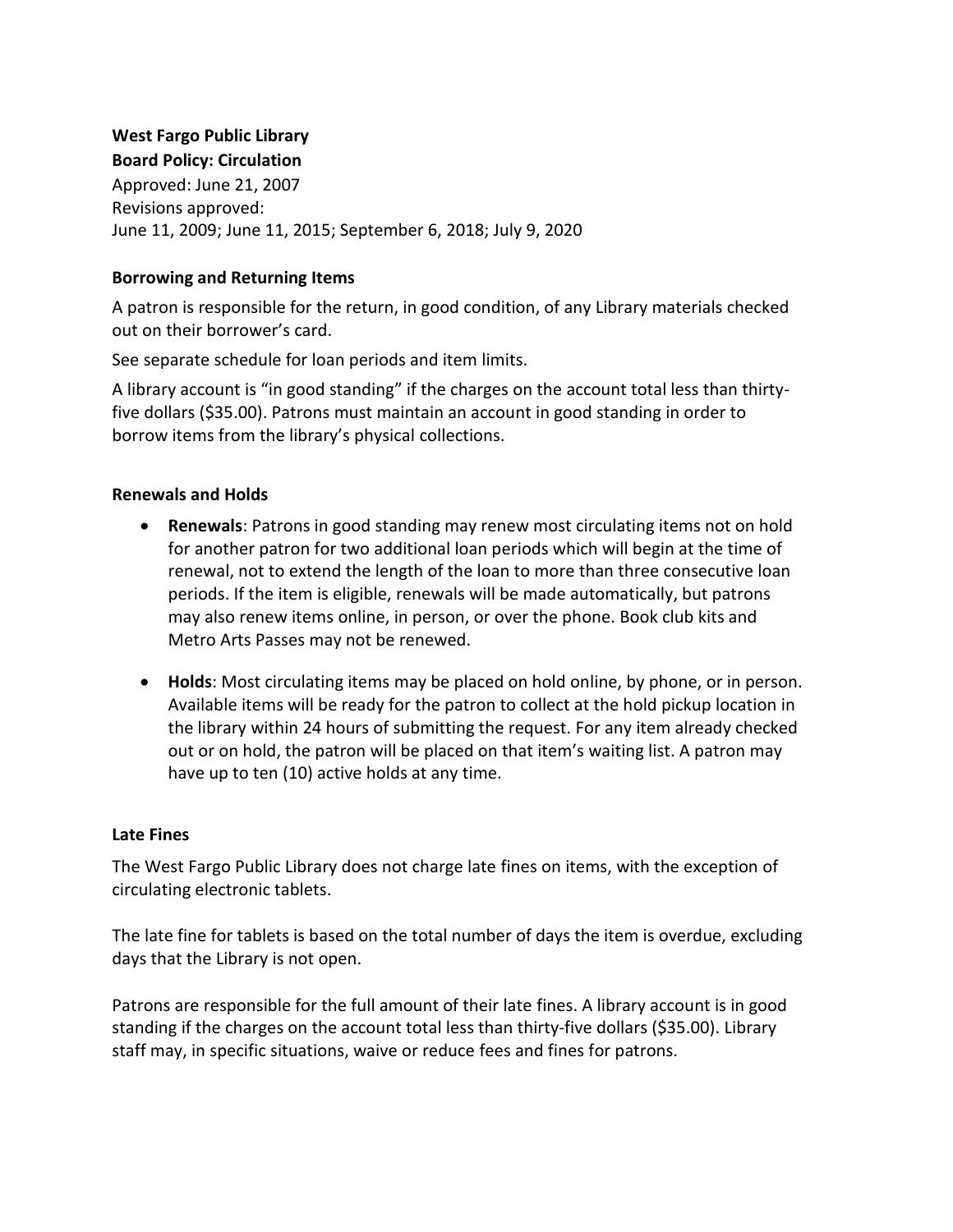**West Fargo Public Library**
**Board Policy: Circulation**

Approved: June 21, 2007
Revisions approved:
June 11, 2009; June 11, 2015; September 6, 2018; July 9, 2020

**Borrowing and Returning Items**

A patron is responsible for the return, in good condition, of any Library materials checked out on their borrower's card.

See separate schedule for loan periods and item limits.

A library account is "in good standing" if the charges on the account total less than thirty-five dollars ($35.00). Patrons must maintain an account in good standing in order to borrow items from the library's physical collections.

**Renewals and Holds**

- **Renewals**: Patrons in good standing may renew most circulating items not on hold for another patron for two additional loan periods which will begin at the time of renewal, not to extend the length of the loan to more than three consecutive loan periods. If the item is eligible, renewals will be made automatically, but patrons may also renew items online, in person, or over the phone. Book club kits and Metro Arts Passes may not be renewed.

- **Holds**: Most circulating items may be placed on hold online, by phone, or in person. Available items will be ready for the patron to collect at the hold pickup location in the library within 24 hours of submitting the request. For any item already checked out or on hold, the patron will be placed on that item's waiting list. A patron may have up to ten (10) active holds at any time.

**Late Fines**

The West Fargo Public Library does not charge late fines on items, with the exception of circulating electronic tablets.

The late fine for tablets is based on the total number of days the item is overdue, excluding days that the Library is not open.

Patrons are responsible for the full amount of their late fines. A library account is in good standing if the charges on the account total less than thirty-five dollars ($35.00). Library staff may, in specific situations, waive or reduce fees and fines for patrons.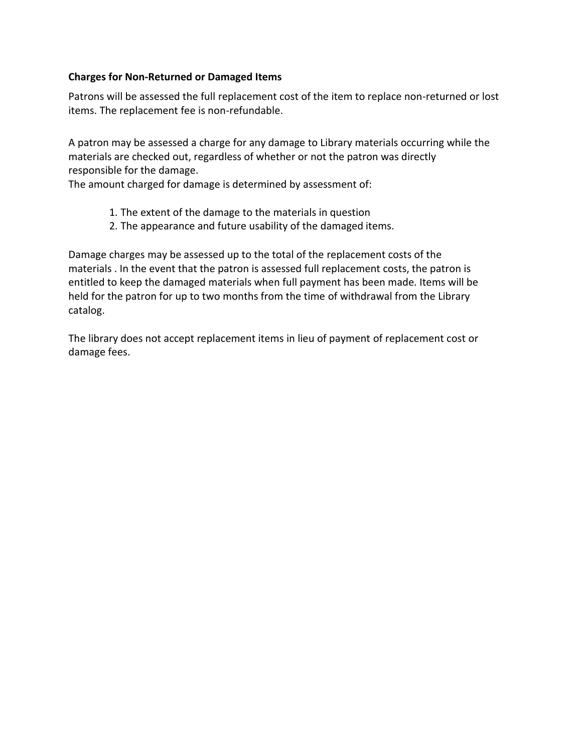**Charges for Non-Returned or Damaged Items**

Patrons will be assessed the full replacement cost of the item to replace non-returned or lost items. The replacement fee is non-refundable.

A patron may be assessed a charge for any damage to Library materials occurring while the materials are checked out, regardless of whether or not the patron was directly responsible for the damage.
The amount charged for damage is determined by assessment of:

1. The extent of the damage to the materials in question
2. The appearance and future usability of the damaged items.

Damage charges may be assessed up to the total of the replacement costs of the materials . In the event that the patron is assessed full replacement costs, the patron is entitled to keep the damaged materials when full payment has been made. Items will be held for the patron for up to two months from the time of withdrawal from the Library catalog.

The library does not accept replacement items in lieu of payment of replacement cost or damage fees.